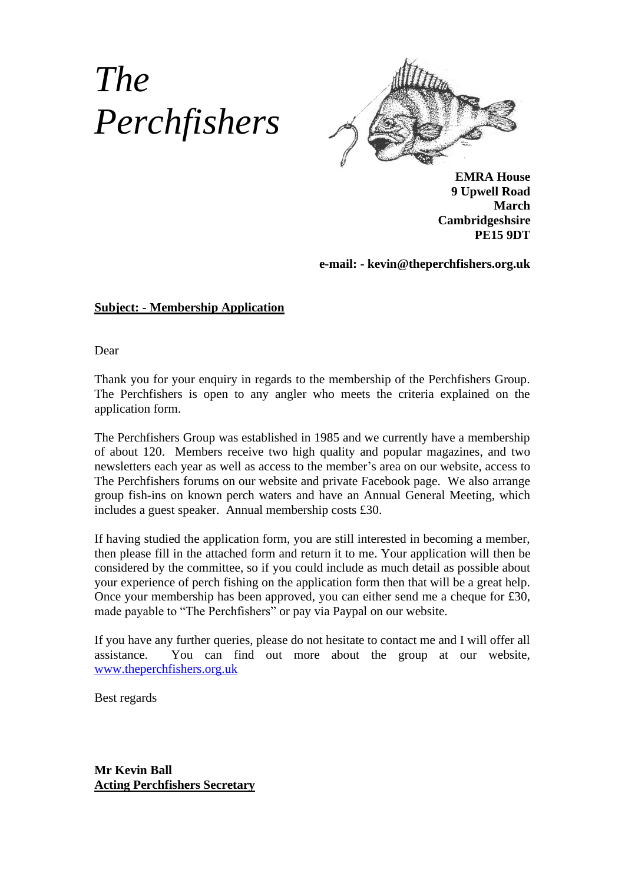# *The Perchfishers*

**EMRA House**
**9 Upwell Road**
**March**
**Cambridgeshsire**
**PE15 9DT**

**e-mail: - kevin@theperchfishers.org.uk**

**Subject: - Membership Application**

Dear

Thank you for your enquiry in regards to the membership of the Perchfishers Group. The Perchfishers is open to any angler who meets the criteria explained on the application form.

The Perchfishers Group was established in 1985 and we currently have a membership of about 120. Members receive two high quality and popular magazines, and two newsletters each year as well as access to the member's area on our website, access to The Perchfishers forums on our website and private Facebook page. We also arrange group fish-ins on known perch waters and have an Annual General Meeting, which includes a guest speaker. Annual membership costs £30.

If having studied the application form, you are still interested in becoming a member, then please fill in the attached form and return it to me. Your application will then be considered by the committee, so if you could include as much detail as possible about your experience of perch fishing on the application form then that will be a great help. Once your membership has been approved, you can either send me a cheque for £30, made payable to "The Perchfishers" or pay via Paypal on our website.

If you have any further queries, please do not hesitate to contact me and I will offer all assistance. You can find out more about the group at our website, www.theperchfishers.org.uk

Best regards

**Mr Kevin Ball**
**Acting Perchfishers Secretary**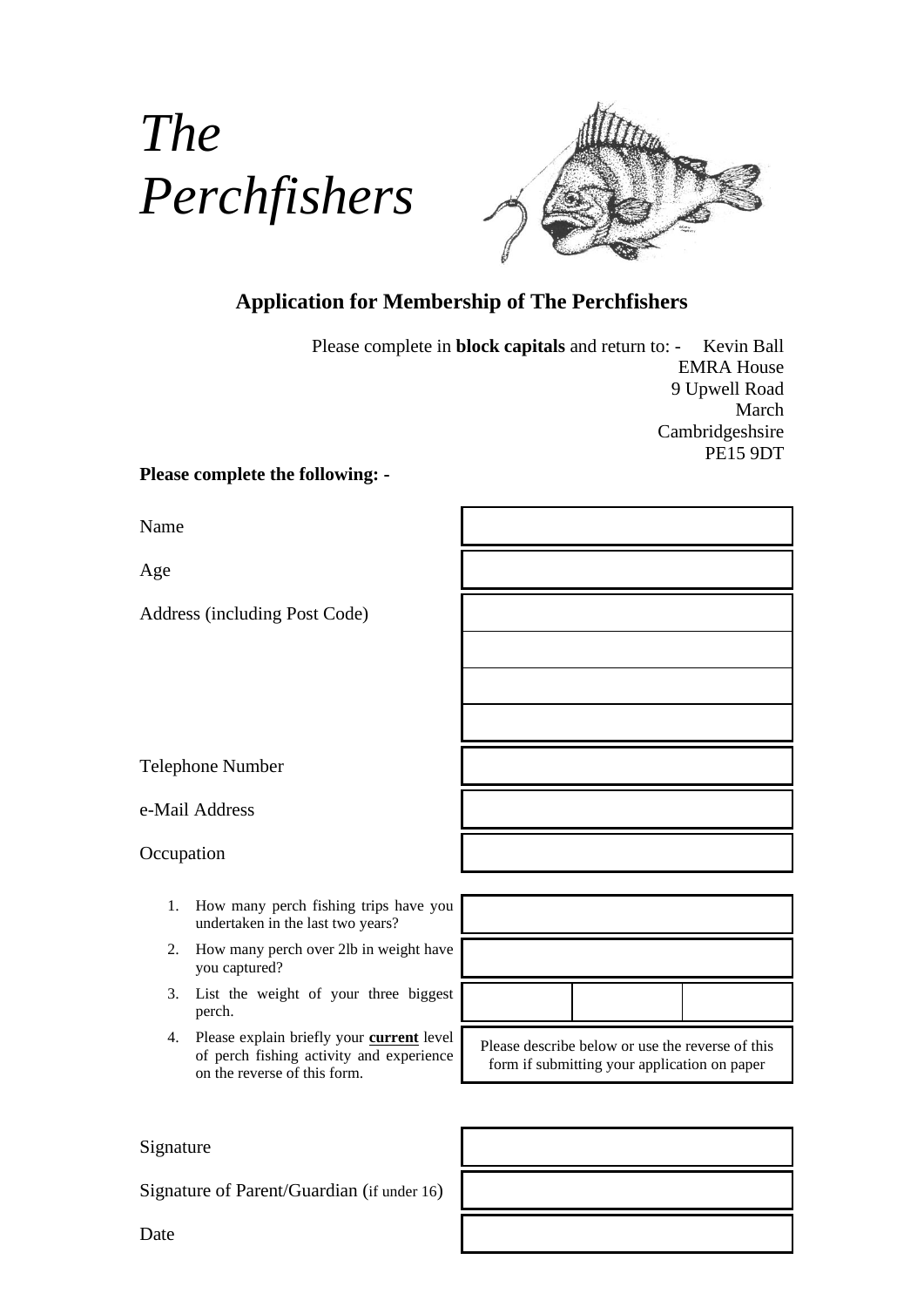# *The Perchfishers*

## Application for Membership of The Perchfishers

Please complete in **block capitals** and return to: - Kevin Ball
EMRA House
9 Upwell Road
March
Cambridgeshsire
PE15 9DT

**Please complete the following: -**

| | |
|---|---|
| Name | |
| Age | |
| Address (including Post Code) | |
| | |
| | |
| | |
| Telephone Number | |
| e-Mail Address | |
| Occupation | |

| | | | |
|---|---|---|---|
| 1. How many perch fishing trips have you undertaken in the last two years? | | | |
| 2. How many perch over 2lb in weight have you captured? | | | |
| 3. List the weight of your three biggest perch. | | | |
| 4. Please explain briefly your **current** level of perch fishing activity and experience on the reverse of this form. | Please describe below or use the reverse of this form if submitting your application on paper | | |

| | |
|---|---|
| Signature | |
| Signature of Parent/Guardian (if under 16) | |
| Date | |